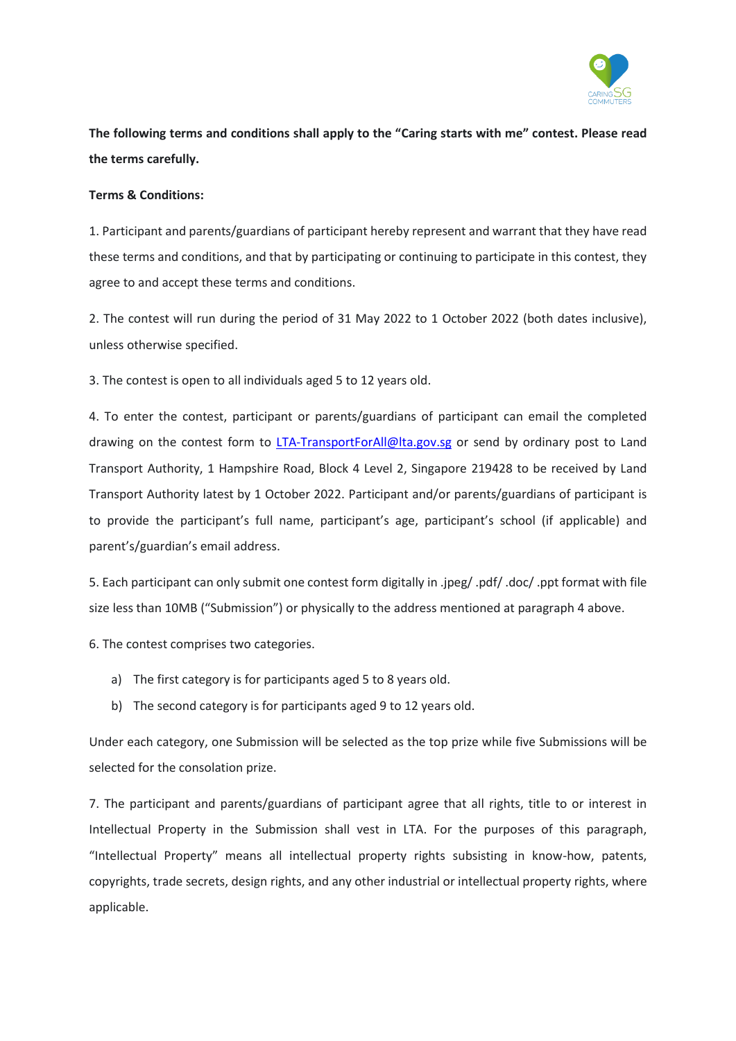**The following terms and conditions shall apply to the "Caring starts with me" contest. Please read the terms carefully.**

**Terms & Conditions:**

1. Participant and parents/guardians of participant hereby represent and warrant that they have read these terms and conditions, and that by participating or continuing to participate in this contest, they agree to and accept these terms and conditions.

2. The contest will run during the period of 31 May 2022 to 1 October 2022 (both dates inclusive), unless otherwise specified.

3. The contest is open to all individuals aged 5 to 12 years old.

4. To enter the contest, participant or parents/guardians of participant can email the completed drawing on the contest form to [LTA-TransportForAll@lta.gov.sg](mailto:LTA-TransportForAll@lta.gov.sg) or send by ordinary post to Land Transport Authority, 1 Hampshire Road, Block 4 Level 2, Singapore 219428 to be received by Land Transport Authority latest by 1 October 2022. Participant and/or parents/guardians of participant is to provide the participant's full name, participant's age, participant's school (if applicable) and parent's/guardian's email address.

5. Each participant can only submit one contest form digitally in .jpeg/ .pdf/ .doc/ .ppt format with file size less than 10MB ("Submission") or physically to the address mentioned at paragraph 4 above.

6. The contest comprises two categories.

   a) The first category is for participants aged 5 to 8 years old.

   b) The second category is for participants aged 9 to 12 years old.

Under each category, one Submission will be selected as the top prize while five Submissions will be selected for the consolation prize.

7. The participant and parents/guardians of participant agree that all rights, title to or interest in Intellectual Property in the Submission shall vest in LTA. For the purposes of this paragraph, "Intellectual Property" means all intellectual property rights subsisting in know-how, patents, copyrights, trade secrets, design rights, and any other industrial or intellectual property rights, where applicable.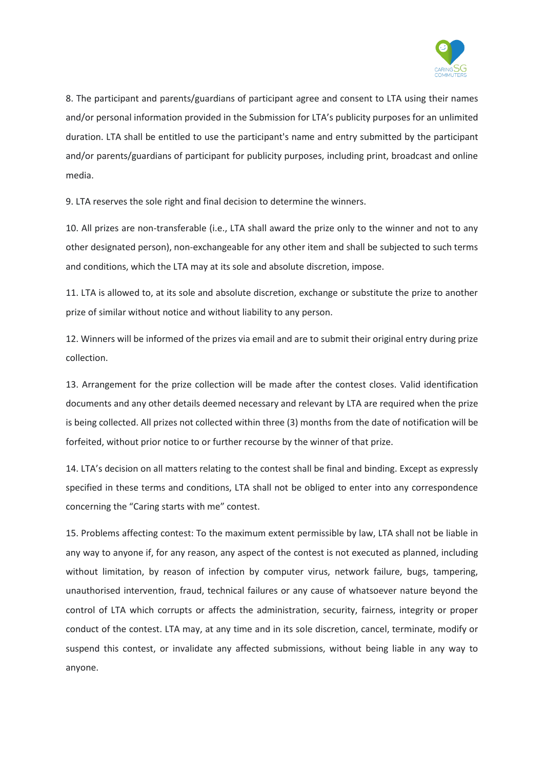8. The participant and parents/guardians of participant agree and consent to LTA using their names and/or personal information provided in the Submission for LTA's publicity purposes for an unlimited duration. LTA shall be entitled to use the participant's name and entry submitted by the participant and/or parents/guardians of participant for publicity purposes, including print, broadcast and online media.

9. LTA reserves the sole right and final decision to determine the winners.

10. All prizes are non-transferable (i.e., LTA shall award the prize only to the winner and not to any other designated person), non-exchangeable for any other item and shall be subjected to such terms and conditions, which the LTA may at its sole and absolute discretion, impose.

11. LTA is allowed to, at its sole and absolute discretion, exchange or substitute the prize to another prize of similar without notice and without liability to any person.

12. Winners will be informed of the prizes via email and are to submit their original entry during prize collection.

13. Arrangement for the prize collection will be made after the contest closes. Valid identification documents and any other details deemed necessary and relevant by LTA are required when the prize is being collected. All prizes not collected within three (3) months from the date of notification will be forfeited, without prior notice to or further recourse by the winner of that prize.

14. LTA's decision on all matters relating to the contest shall be final and binding. Except as expressly specified in these terms and conditions, LTA shall not be obliged to enter into any correspondence concerning the "Caring starts with me" contest.

15. Problems affecting contest: To the maximum extent permissible by law, LTA shall not be liable in any way to anyone if, for any reason, any aspect of the contest is not executed as planned, including without limitation, by reason of infection by computer virus, network failure, bugs, tampering, unauthorised intervention, fraud, technical failures or any cause of whatsoever nature beyond the control of LTA which corrupts or affects the administration, security, fairness, integrity or proper conduct of the contest. LTA may, at any time and in its sole discretion, cancel, terminate, modify or suspend this contest, or invalidate any affected submissions, without being liable in any way to anyone.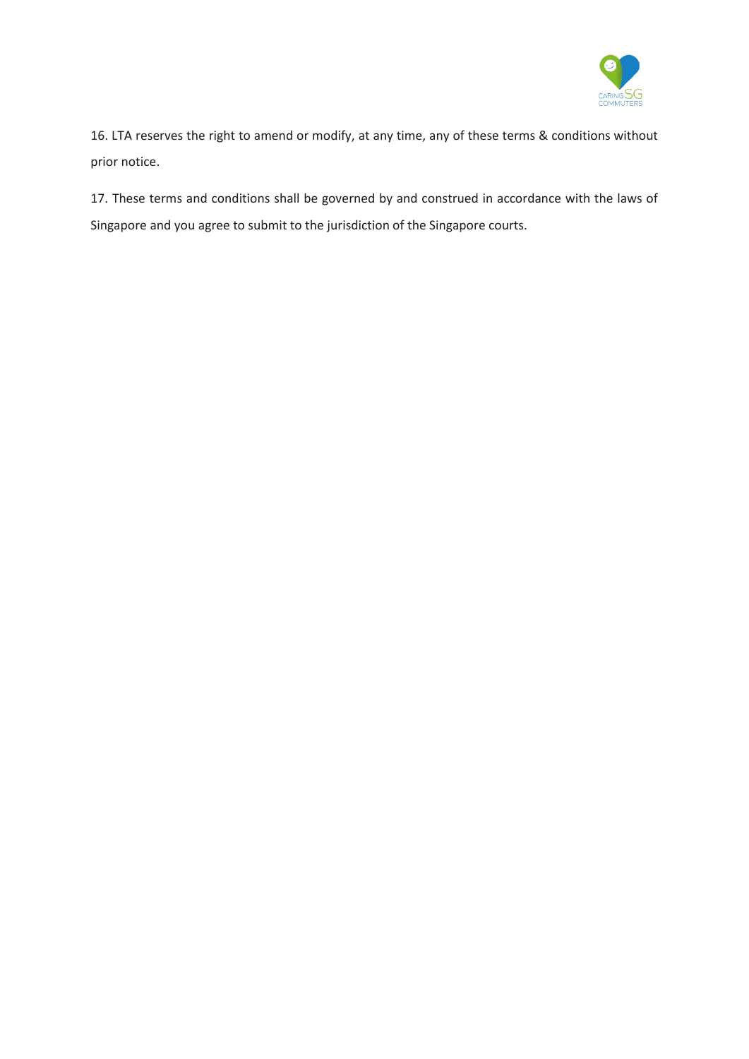16. LTA reserves the right to amend or modify, at any time, any of these terms & conditions without prior notice.

17. These terms and conditions shall be governed by and construed in accordance with the laws of Singapore and you agree to submit to the jurisdiction of the Singapore courts.